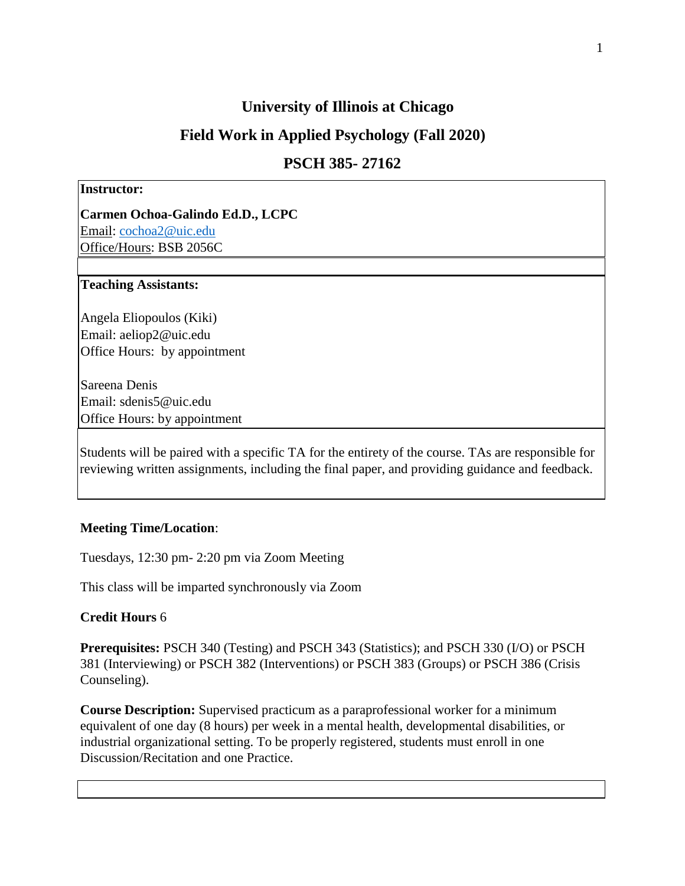# University of Illinois at Chicago

## Field Work in Applied Psychology (Fall 2020)

## PSCH 385- 27162

**Instructor:**

**Carmen Ochoa-Galindo Ed.D., LCPC**
Email: cochoa2@uic.edu
Office/Hours: BSB 2056C

**Teaching Assistants:**

Angela Eliopoulos (Kiki)
Email: aeliop2@uic.edu
Office Hours: by appointment

Sareena Denis
Email: sdenis5@uic.edu
Office Hours: by appointment

Students will be paired with a specific TA for the entirety of the course. TAs are responsible for reviewing written assignments, including the final paper, and providing guidance and feedback.

**Meeting Time/Location**:

Tuesdays, 12:30 pm- 2:20 pm via Zoom Meeting

This class will be imparted synchronously via Zoom

**Credit Hours** 6

**Prerequisites:** PSCH 340 (Testing) and PSCH 343 (Statistics); and PSCH 330 (I/O) or PSCH 381 (Interviewing) or PSCH 382 (Interventions) or PSCH 383 (Groups) or PSCH 386 (Crisis Counseling).

**Course Description:** Supervised practicum as a paraprofessional worker for a minimum equivalent of one day (8 hours) per week in a mental health, developmental disabilities, or industrial organizational setting. To be properly registered, students must enroll in one Discussion/Recitation and one Practice.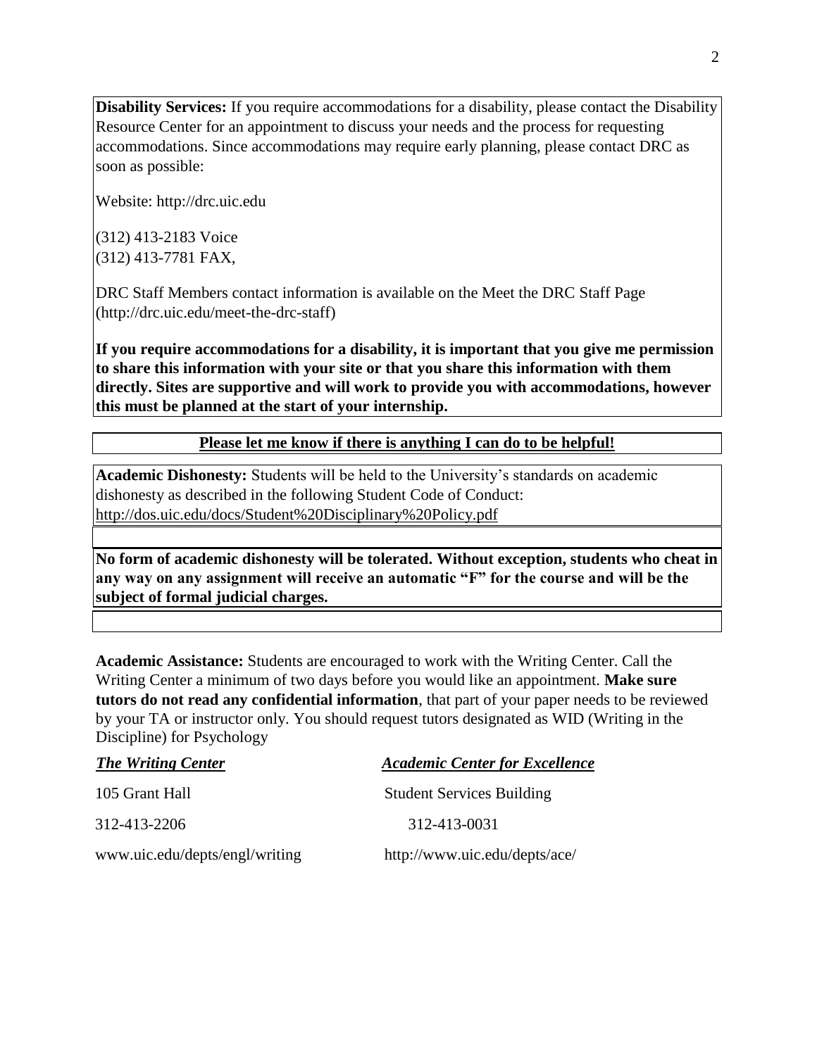**Disability Services:** If you require accommodations for a disability, please contact the Disability Resource Center for an appointment to discuss your needs and the process for requesting accommodations. Since accommodations may require early planning, please contact DRC as soon as possible:

Website: http://drc.uic.edu

(312) 413-2183 Voice
(312) 413-7781 FAX,

DRC Staff Members contact information is available on the Meet the DRC Staff Page (http://drc.uic.edu/meet-the-drc-staff)

**If you require accommodations for a disability, it is important that you give me permission to share this information with your site or that you share this information with them directly. Sites are supportive and will work to provide you with accommodations, however this must be planned at the start of your internship.**

**Please let me know if there is anything I can do to be helpful!**

**Academic Dishonesty:** Students will be held to the University's standards on academic dishonesty as described in the following Student Code of Conduct: http://dos.uic.edu/docs/Student%20Disciplinary%20Policy.pdf

**No form of academic dishonesty will be tolerated. Without exception, students who cheat in any way on any assignment will receive an automatic "F" for the course and will be the subject of formal judicial charges.**

**Academic Assistance:** Students are encouraged to work with the Writing Center. Call the Writing Center a minimum of two days before you would like an appointment. **Make sure tutors do not read any confidential information**, that part of your paper needs to be reviewed by your TA or instructor only. You should request tutors designated as WID (Writing in the Discipline) for Psychology

***The Writing Center***

105 Grant Hall

312-413-2206

www.uic.edu/depts/engl/writing

***Academic Center for Excellence***

Student Services Building

312-413-0031

http://www.uic.edu/depts/ace/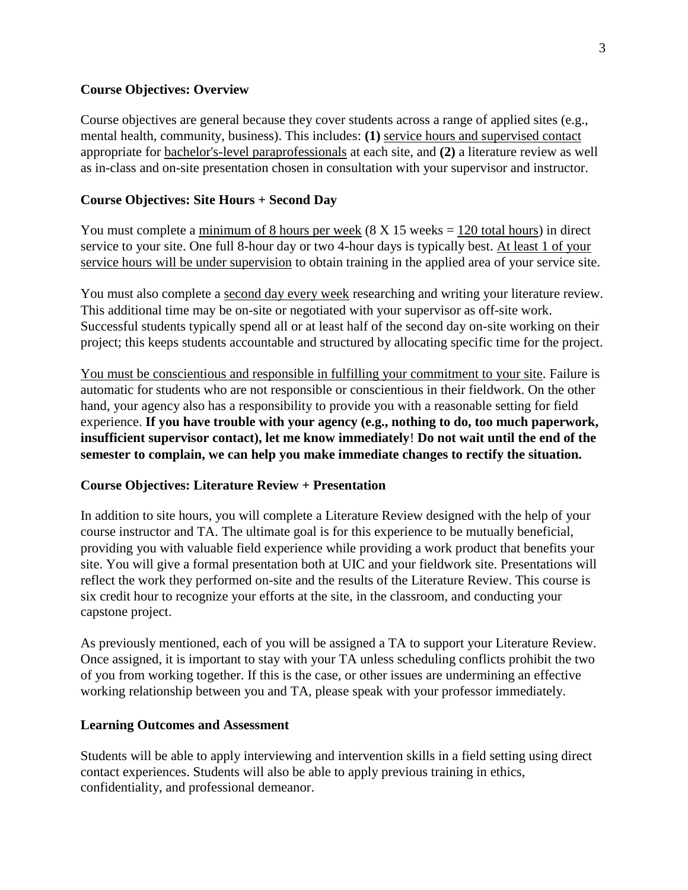**Course Objectives: Overview**

Course objectives are general because they cover students across a range of applied sites (e.g., mental health, community, business). This includes: **(1)** service hours and supervised contact appropriate for bachelor's-level paraprofessionals at each site, and **(2)** a literature review as well as in-class and on-site presentation chosen in consultation with your supervisor and instructor.

**Course Objectives: Site Hours + Second Day**

You must complete a minimum of 8 hours per week (8 X 15 weeks = 120 total hours) in direct service to your site. One full 8-hour day or two 4-hour days is typically best. At least 1 of your service hours will be under supervision to obtain training in the applied area of your service site.

You must also complete a second day every week researching and writing your literature review. This additional time may be on-site or negotiated with your supervisor as off-site work. Successful students typically spend all or at least half of the second day on-site working on their project; this keeps students accountable and structured by allocating specific time for the project.

You must be conscientious and responsible in fulfilling your commitment to your site. Failure is automatic for students who are not responsible or conscientious in their fieldwork. On the other hand, your agency also has a responsibility to provide you with a reasonable setting for field experience. **If you have trouble with your agency (e.g., nothing to do, too much paperwork, insufficient supervisor contact), let me know immediately**! **Do not wait until the end of the semester to complain, we can help you make immediate changes to rectify the situation.**

**Course Objectives: Literature Review + Presentation**

In addition to site hours, you will complete a Literature Review designed with the help of your course instructor and TA. The ultimate goal is for this experience to be mutually beneficial, providing you with valuable field experience while providing a work product that benefits your site. You will give a formal presentation both at UIC and your fieldwork site. Presentations will reflect the work they performed on-site and the results of the Literature Review. This course is six credit hour to recognize your efforts at the site, in the classroom, and conducting your capstone project.

As previously mentioned, each of you will be assigned a TA to support your Literature Review. Once assigned, it is important to stay with your TA unless scheduling conflicts prohibit the two of you from working together. If this is the case, or other issues are undermining an effective working relationship between you and TA, please speak with your professor immediately.

**Learning Outcomes and Assessment**

Students will be able to apply interviewing and intervention skills in a field setting using direct contact experiences. Students will also be able to apply previous training in ethics, confidentiality, and professional demeanor.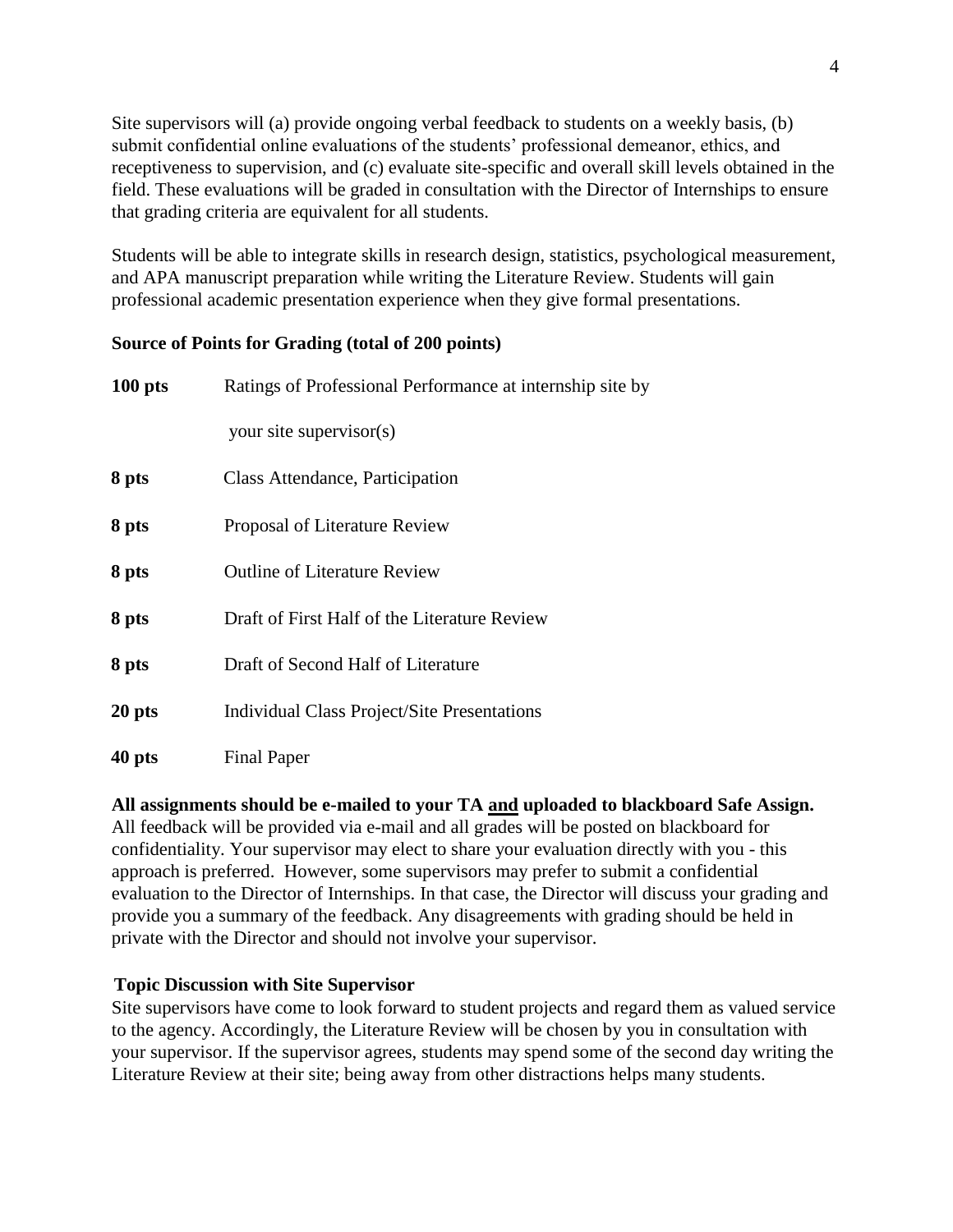Site supervisors will (a) provide ongoing verbal feedback to students on a weekly basis, (b) submit confidential online evaluations of the students' professional demeanor, ethics, and receptiveness to supervision, and (c) evaluate site-specific and overall skill levels obtained in the field. These evaluations will be graded in consultation with the Director of Internships to ensure that grading criteria are equivalent for all students.

Students will be able to integrate skills in research design, statistics, psychological measurement, and APA manuscript preparation while writing the Literature Review. Students will gain professional academic presentation experience when they give formal presentations.

**Source of Points for Grading (total of 200 points)**

| | |
|---|---|
| **100 pts** | Ratings of Professional Performance at internship site by your site supervisor(s) |
| **8 pts** | Class Attendance, Participation |
| **8 pts** | Proposal of Literature Review |
| **8 pts** | Outline of Literature Review |
| **8 pts** | Draft of First Half of the Literature Review |
| **8 pts** | Draft of Second Half of Literature |
| **20 pts** | Individual Class Project/Site Presentations |
| **40 pts** | Final Paper |

**All assignments should be e-mailed to your TA <u>and</u> uploaded to blackboard Safe Assign.** All feedback will be provided via e-mail and all grades will be posted on blackboard for confidentiality. Your supervisor may elect to share your evaluation directly with you - this approach is preferred. However, some supervisors may prefer to submit a confidential evaluation to the Director of Internships. In that case, the Director will discuss your grading and provide you a summary of the feedback. Any disagreements with grading should be held in private with the Director and should not involve your supervisor.

**Topic Discussion with Site Supervisor**

Site supervisors have come to look forward to student projects and regard them as valued service to the agency. Accordingly, the Literature Review will be chosen by you in consultation with your supervisor. If the supervisor agrees, students may spend some of the second day writing the Literature Review at their site; being away from other distractions helps many students.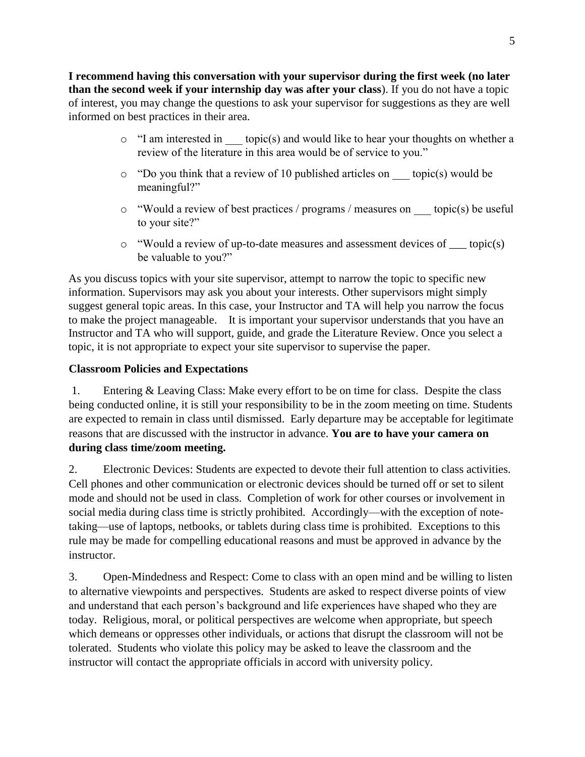**I recommend having this conversation with your supervisor during the first week (no later than the second week if your internship day was after your class**). If you do not have a topic of interest, you may change the questions to ask your supervisor for suggestions as they are well informed on best practices in their area.

- "I am interested in ___ topic(s) and would like to hear your thoughts on whether a review of the literature in this area would be of service to you."
- "Do you think that a review of 10 published articles on ___ topic(s) would be meaningful?"
- "Would a review of best practices / programs / measures on ___ topic(s) be useful to your site?"
- "Would a review of up-to-date measures and assessment devices of ___ topic(s) be valuable to you?"

As you discuss topics with your site supervisor, attempt to narrow the topic to specific new information. Supervisors may ask you about your interests. Other supervisors might simply suggest general topic areas. In this case, your Instructor and TA will help you narrow the focus to make the project manageable. It is important your supervisor understands that you have an Instructor and TA who will support, guide, and grade the Literature Review. Once you select a topic, it is not appropriate to expect your site supervisor to supervise the paper.

**Classroom Policies and Expectations**

1. Entering & Leaving Class: Make every effort to be on time for class. Despite the class being conducted online, it is still your responsibility to be in the zoom meeting on time. Students are expected to remain in class until dismissed. Early departure may be acceptable for legitimate reasons that are discussed with the instructor in advance. **You are to have your camera on during class time/zoom meeting.**

2. Electronic Devices: Students are expected to devote their full attention to class activities. Cell phones and other communication or electronic devices should be turned off or set to silent mode and should not be used in class. Completion of work for other courses or involvement in social media during class time is strictly prohibited. Accordingly—with the exception of note-taking—use of laptops, netbooks, or tablets during class time is prohibited. Exceptions to this rule may be made for compelling educational reasons and must be approved in advance by the instructor.

3. Open-Mindedness and Respect: Come to class with an open mind and be willing to listen to alternative viewpoints and perspectives. Students are asked to respect diverse points of view and understand that each person's background and life experiences have shaped who they are today. Religious, moral, or political perspectives are welcome when appropriate, but speech which demeans or oppresses other individuals, or actions that disrupt the classroom will not be tolerated. Students who violate this policy may be asked to leave the classroom and the instructor will contact the appropriate officials in accord with university policy.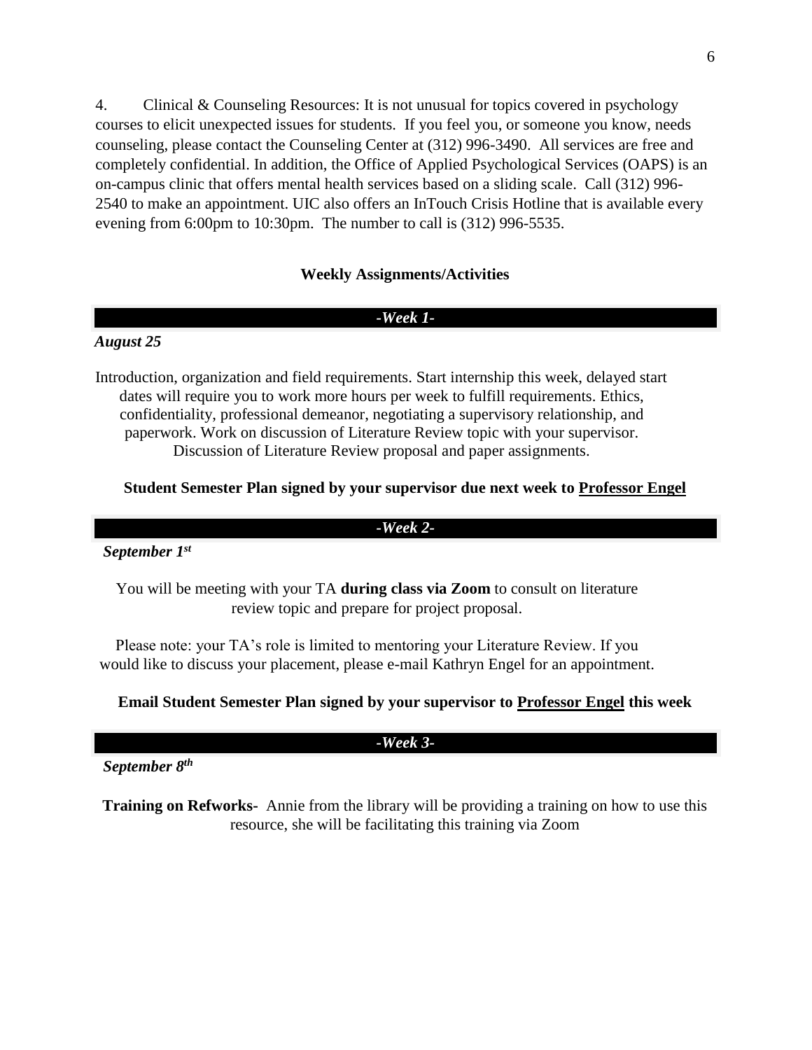4. Clinical & Counseling Resources: It is not unusual for topics covered in psychology courses to elicit unexpected issues for students. If you feel you, or someone you know, needs counseling, please contact the Counseling Center at (312) 996-3490. All services are free and completely confidential. In addition, the Office of Applied Psychological Services (OAPS) is an on-campus clinic that offers mental health services based on a sliding scale. Call (312) 996-2540 to make an appointment. UIC also offers an InTouch Crisis Hotline that is available every evening from 6:00pm to 10:30pm. The number to call is (312) 996-5535.

## Weekly Assignments/Activities

### *-Week 1-*

***August 25***

Introduction, organization and field requirements. Start internship this week, delayed start dates will require you to work more hours per week to fulfill requirements. Ethics, confidentiality, professional demeanor, negotiating a supervisory relationship, and paperwork. Work on discussion of Literature Review topic with your supervisor. Discussion of Literature Review proposal and paper assignments.

**Student Semester Plan signed by your supervisor due next week to <u>Professor Engel</u>**

### *-Week 2-*

***September 1st***

You will be meeting with your TA **during class via Zoom** to consult on literature review topic and prepare for project proposal.

Please note: your TA's role is limited to mentoring your Literature Review. If you would like to discuss your placement, please e-mail Kathryn Engel for an appointment.

**Email Student Semester Plan signed by your supervisor to <u>Professor Engel</u> this week**

### *-Week 3-*

***September 8th***

**Training on Refworks-** Annie from the library will be providing a training on how to use this resource, she will be facilitating this training via Zoom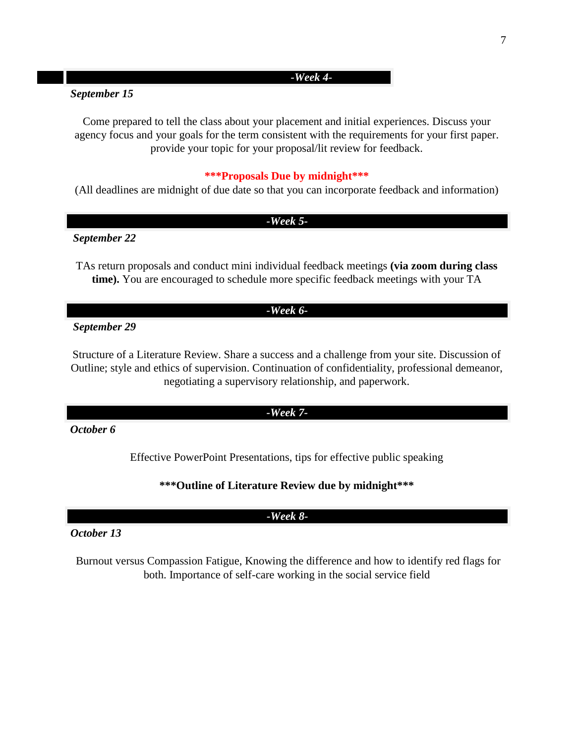## *-Week 4-*

***September 15***

Come prepared to tell the class about your placement and initial experiences. Discuss your agency focus and your goals for the term consistent with the requirements for your first paper. provide your topic for your proposal/lit review for feedback.

**\*\*\*Proposals Due by midnight\*\*\***

(All deadlines are midnight of due date so that you can incorporate feedback and information)

## *-Week 5-*

***September 22***

TAs return proposals and conduct mini individual feedback meetings **(via zoom during class time).** You are encouraged to schedule more specific feedback meetings with your TA

## *-Week 6-*

***September 29***

Structure of a Literature Review. Share a success and a challenge from your site. Discussion of Outline; style and ethics of supervision. Continuation of confidentiality, professional demeanor, negotiating a supervisory relationship, and paperwork.

## *-Week 7-*

***October 6***

Effective PowerPoint Presentations, tips for effective public speaking

**\*\*\*Outline of Literature Review due by midnight\*\*\***

## *-Week 8-*

***October 13***

Burnout versus Compassion Fatigue, Knowing the difference and how to identify red flags for both. Importance of self-care working in the social service field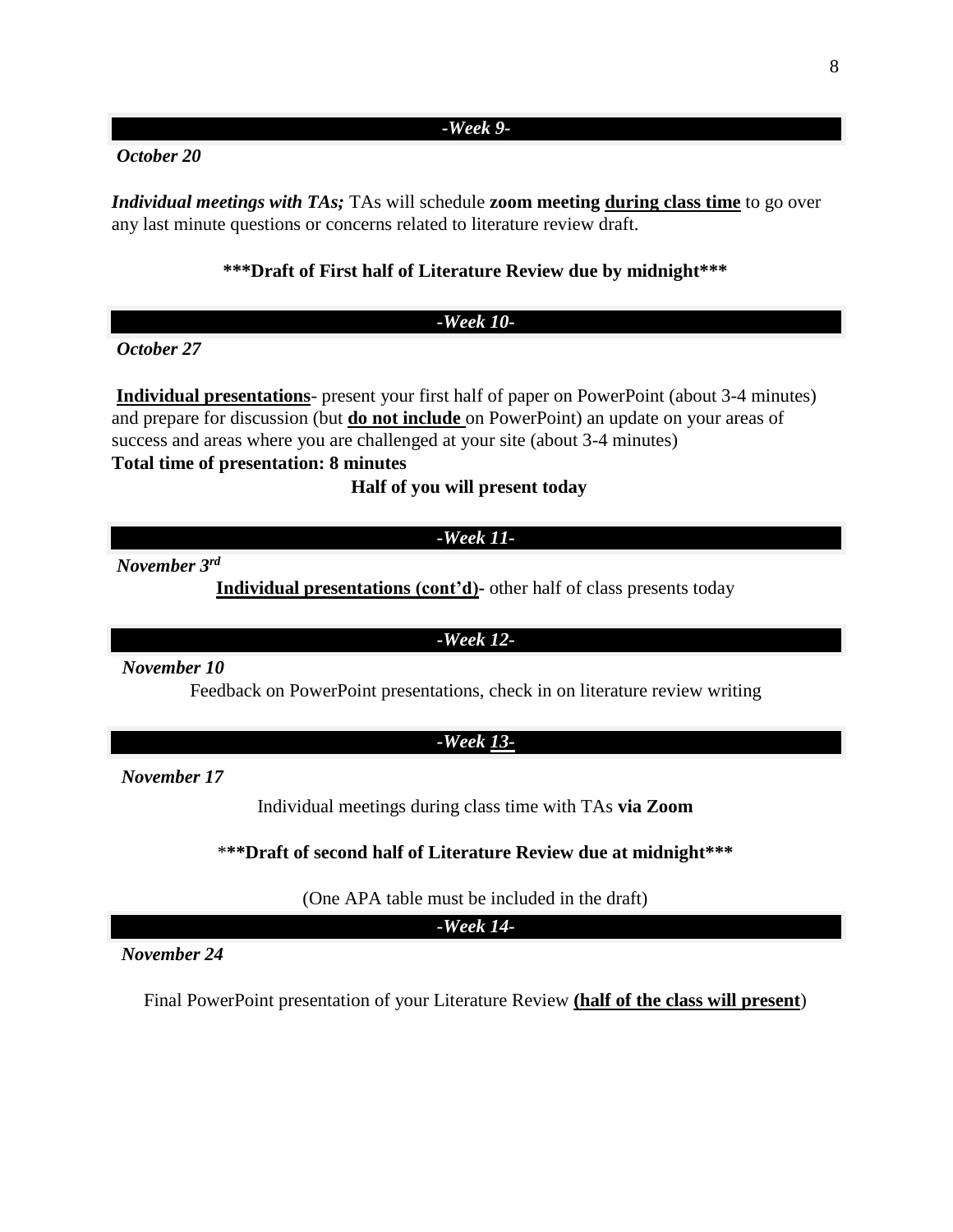## *-Week 9-*

***October 20***

***Individual meetings with TAs;*** TAs will schedule **zoom meeting <u>during class time</u>** to go over any last minute questions or concerns related to literature review draft.

**\*\*\*Draft of First half of Literature Review due by midnight\*\*\***

## *-Week 10-*

***October 27***

**<u>Individual presentations</u>**- present your first half of paper on PowerPoint (about 3-4 minutes) and prepare for discussion (but **<u>do not include</u>** on PowerPoint) an update on your areas of success and areas where you are challenged at your site (about 3-4 minutes)

**Total time of presentation: 8 minutes**

**Half of you will present today**

## *-Week 11-*

***November 3rd***

**<u>Individual presentations (cont'd)</u>**- other half of class presents today

## *-Week 12-*

***November 10***

Feedback on PowerPoint presentations, check in on literature review writing

## *-Week <u>13</u>-*

***November 17***

Individual meetings during class time with TAs **via Zoom**

\*\*\***Draft of second half of Literature Review due at midnight\*\*\***

(One APA table must be included in the draft)

## *-Week 14-*

***November 24***

Final PowerPoint presentation of your Literature Review **<u>(half of the class will present</u>**)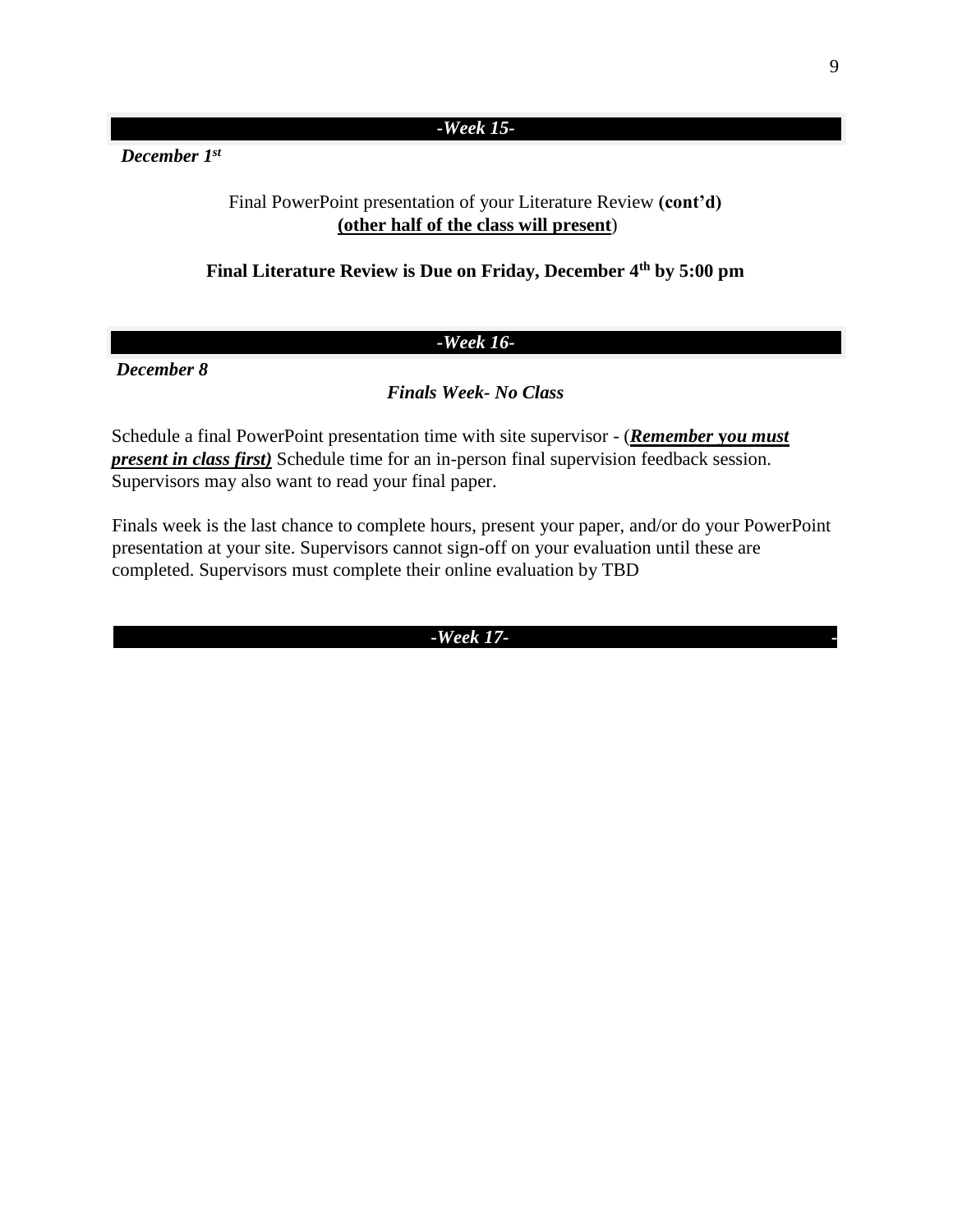## *-Week 15-*

***December 1st***

Final PowerPoint presentation of your Literature Review **(cont'd)** (**<u>other half of the class will present</u>**)

**Final Literature Review is Due on Friday, December 4th by 5:00 pm**

## *-Week 16-*

***December 8***

***Finals Week- No Class***

Schedule a final PowerPoint presentation time with site supervisor - (***<u>Remember you must present in class first)</u>*** Schedule time for an in-person final supervision feedback session. Supervisors may also want to read your final paper.

Finals week is the last chance to complete hours, present your paper, and/or do your PowerPoint presentation at your site. Supervisors cannot sign-off on your evaluation until these are completed. Supervisors must complete their online evaluation by TBD

## *-Week 17-*